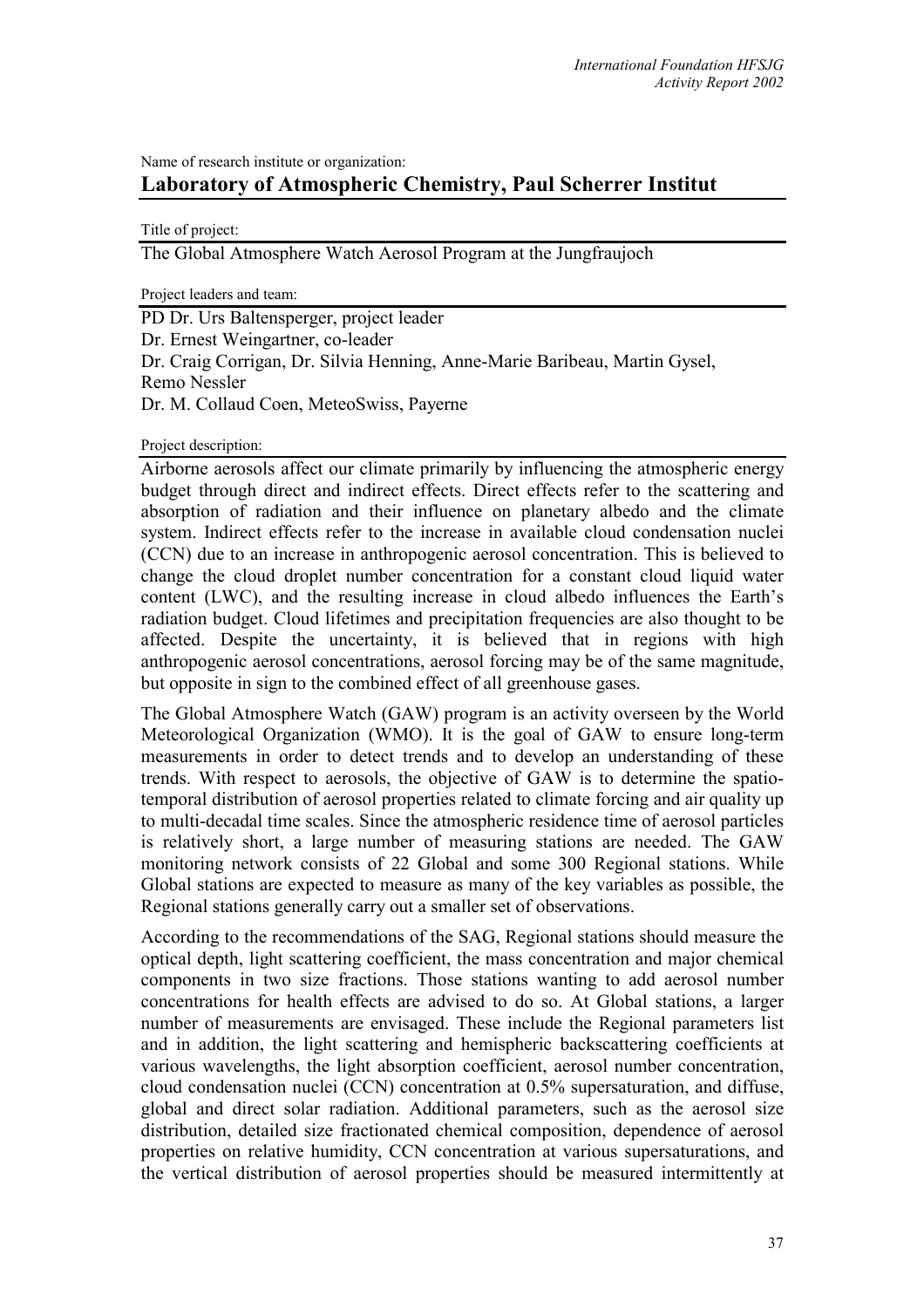Name of research institute or organization:

## Laboratory of Atmospheric Chemistry, Paul Scherrer Institut

Title of project:

The Global Atmosphere Watch Aerosol Program at the Jungfraujoch

Project leaders and team:

PD Dr. Urs Baltensperger, project leader
Dr. Ernest Weingartner, co-leader
Dr. Craig Corrigan, Dr. Silvia Henning, Anne-Marie Baribeau, Martin Gysel, Remo Nessler
Dr. M. Collaud Coen, MeteoSwiss, Payerne

Project description:

Airborne aerosols affect our climate primarily by influencing the atmospheric energy budget through direct and indirect effects. Direct effects refer to the scattering and absorption of radiation and their influence on planetary albedo and the climate system. Indirect effects refer to the increase in available cloud condensation nuclei (CCN) due to an increase in anthropogenic aerosol concentration. This is believed to change the cloud droplet number concentration for a constant cloud liquid water content (LWC), and the resulting increase in cloud albedo influences the Earth's radiation budget. Cloud lifetimes and precipitation frequencies are also thought to be affected. Despite the uncertainty, it is believed that in regions with high anthropogenic aerosol concentrations, aerosol forcing may be of the same magnitude, but opposite in sign to the combined effect of all greenhouse gases.

The Global Atmosphere Watch (GAW) program is an activity overseen by the World Meteorological Organization (WMO). It is the goal of GAW to ensure long-term measurements in order to detect trends and to develop an understanding of these trends. With respect to aerosols, the objective of GAW is to determine the spatio-temporal distribution of aerosol properties related to climate forcing and air quality up to multi-decadal time scales. Since the atmospheric residence time of aerosol particles is relatively short, a large number of measuring stations are needed. The GAW monitoring network consists of 22 Global and some 300 Regional stations. While Global stations are expected to measure as many of the key variables as possible, the Regional stations generally carry out a smaller set of observations.

According to the recommendations of the SAG, Regional stations should measure the optical depth, light scattering coefficient, the mass concentration and major chemical components in two size fractions. Those stations wanting to add aerosol number concentrations for health effects are advised to do so. At Global stations, a larger number of measurements are envisaged. These include the Regional parameters list and in addition, the light scattering and hemispheric backscattering coefficients at various wavelengths, the light absorption coefficient, aerosol number concentration, cloud condensation nuclei (CCN) concentration at 0.5% supersaturation, and diffuse, global and direct solar radiation. Additional parameters, such as the aerosol size distribution, detailed size fractionated chemical composition, dependence of aerosol properties on relative humidity, CCN concentration at various supersaturations, and the vertical distribution of aerosol properties should be measured intermittently at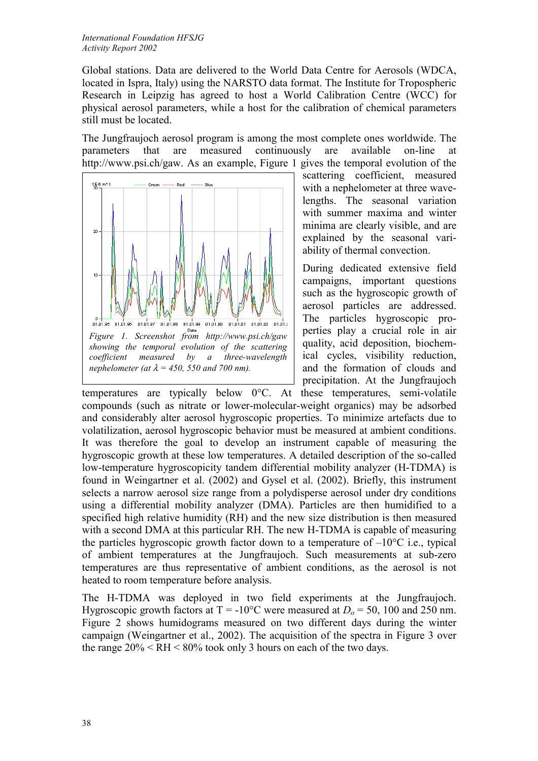Global stations. Data are delivered to the World Data Centre for Aerosols (WDCA, located in Ispra, Italy) using the NARSTO data format. The Institute for Tropospheric Research in Leipzig has agreed to host a World Calibration Centre (WCC) for physical aerosol parameters, while a host for the calibration of chemical parameters still must be located.

The Jungfraujoch aerosol program is among the most complete ones worldwide. The parameters that are measured continuously are available on-line at http://www.psi.ch/gaw. As an example, Figure 1 gives the temporal evolution of the scattering coefficient, measured with a nephelometer at three wavelengths. The seasonal variation with summer maxima and winter minima are clearly visible, and are explained by the seasonal variability of thermal convection.

*Figure 1. Screenshot from http://www.psi.ch/gaw showing the temporal evolution of the scattering coefficient measured by a three-wavelength nephelometer (at $\lambda$ = 450, 550 and 700 nm).*

During dedicated extensive field campaigns, important questions such as the hygroscopic growth of aerosol particles are addressed. The particles hygroscopic properties play a crucial role in air quality, acid deposition, biochemical cycles, visibility reduction, and the formation of clouds and precipitation. At the Jungfraujoch temperatures are typically below 0°C. At these temperatures, semi-volatile compounds (such as nitrate or lower-molecular-weight organics) may be adsorbed and considerably alter aerosol hygroscopic properties. To minimize artefacts due to volatilization, aerosol hygroscopic behavior must be measured at ambient conditions. It was therefore the goal to develop an instrument capable of measuring the hygroscopic growth at these low temperatures. A detailed description of the so-called low-temperature hygroscopicity tandem differential mobility analyzer (H-TDMA) is found in Weingartner et al. (2002) and Gysel et al. (2002). Briefly, this instrument selects a narrow aerosol size range from a polydisperse aerosol under dry conditions using a differential mobility analyzer (DMA). Particles are then humidified to a specified high relative humidity (RH) and the new size distribution is then measured with a second DMA at this particular RH. The new H-TDMA is capable of measuring the particles hygroscopic growth factor down to a temperature of –10°C i.e., typical of ambient temperatures at the Jungfraujoch. Such measurements at sub-zero temperatures are thus representative of ambient conditions, as the aerosol is not heated to room temperature before analysis.

The H-TDMA was deployed in two field experiments at the Jungfraujoch. Hygroscopic growth factors at T = -10°C were measured at $D_o$ = 50, 100 and 250 nm. Figure 2 shows humidograms measured on two different days during the winter campaign (Weingartner et al., 2002). The acquisition of the spectra in Figure 3 over the range 20% < RH < 80% took only 3 hours on each of the two days.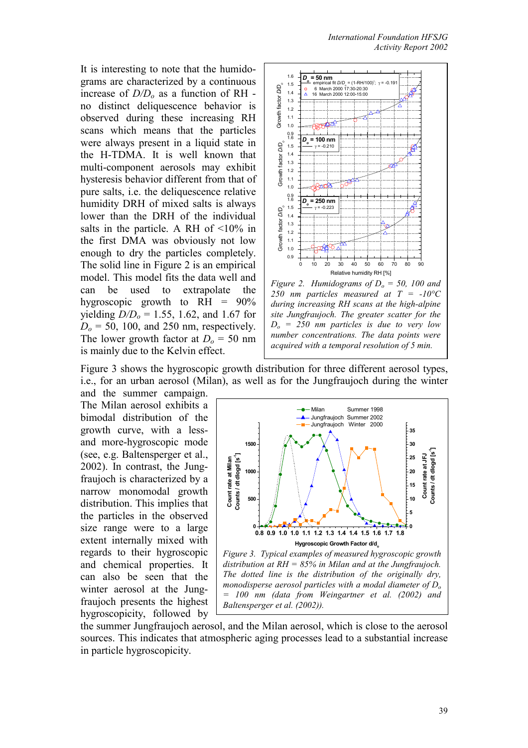It is interesting to note that the humidograms are characterized by a continuous increase of $D/D_o$ as a function of RH - no distinct deliquescence behavior is observed during these increasing RH scans which means that the particles were always present in a liquid state in the H-TDMA. It is well known that multi-component aerosols may exhibit hysteresis behavior different from that of pure salts, i.e. the deliquescence relative humidity DRH of mixed salts is always lower than the DRH of the individual salts in the particle. A RH of <10% in the first DMA was obviously not low enough to dry the particles completely. The solid line in Figure 2 is an empirical model. This model fits the data well and can be used to extrapolate the hygroscopic growth to RH = 90% yielding $D/D_o$ = 1.55, 1.62, and 1.67 for $D_o$ = 50, 100, and 250 nm, respectively. The lower growth factor at $D_o$ = 50 nm is mainly due to the Kelvin effect.

*Figure 2. Humidograms of $D_o$ = 50, 100 and 250 nm particles measured at T = -10°C during increasing RH scans at the high-alpine site Jungfraujoch. The greater scatter for the $D_o$ = 250 nm particles is due to very low number concentrations. The data points were acquired with a temporal resolution of 5 min.*

Figure 3 shows the hygroscopic growth distribution for three different aerosol types, i.e., for an urban aerosol (Milan), as well as for the Jungfraujoch during the winter and the summer campaign. The Milan aerosol exhibits a bimodal distribution of the growth curve, with a less- and more-hygroscopic mode (see, e.g. Baltensperger et al., 2002). In contrast, the Jungfraujoch is characterized by a narrow monomodal growth distribution. This implies that the particles in the observed size range were to a large extent internally mixed with regards to their hygroscopic and chemical properties. It can also be seen that the winter aerosol at the Jungfraujoch presents the highest hygroscopicity, followed by the summer Jungfraujoch aerosol, and the Milan aerosol, which is close to the aerosol sources. This indicates that atmospheric aging processes lead to a substantial increase in particle hygroscopicity.

*Figure 3. Typical examples of measured hygroscopic growth distribution at RH = 85% in Milan and at the Jungfraujoch. The dotted line is the distribution of the originally dry, monodisperse aerosol particles with a modal diameter of $D_o$ = 100 nm (data from Weingartner et al. (2002) and Baltensperger et al. (2002)).*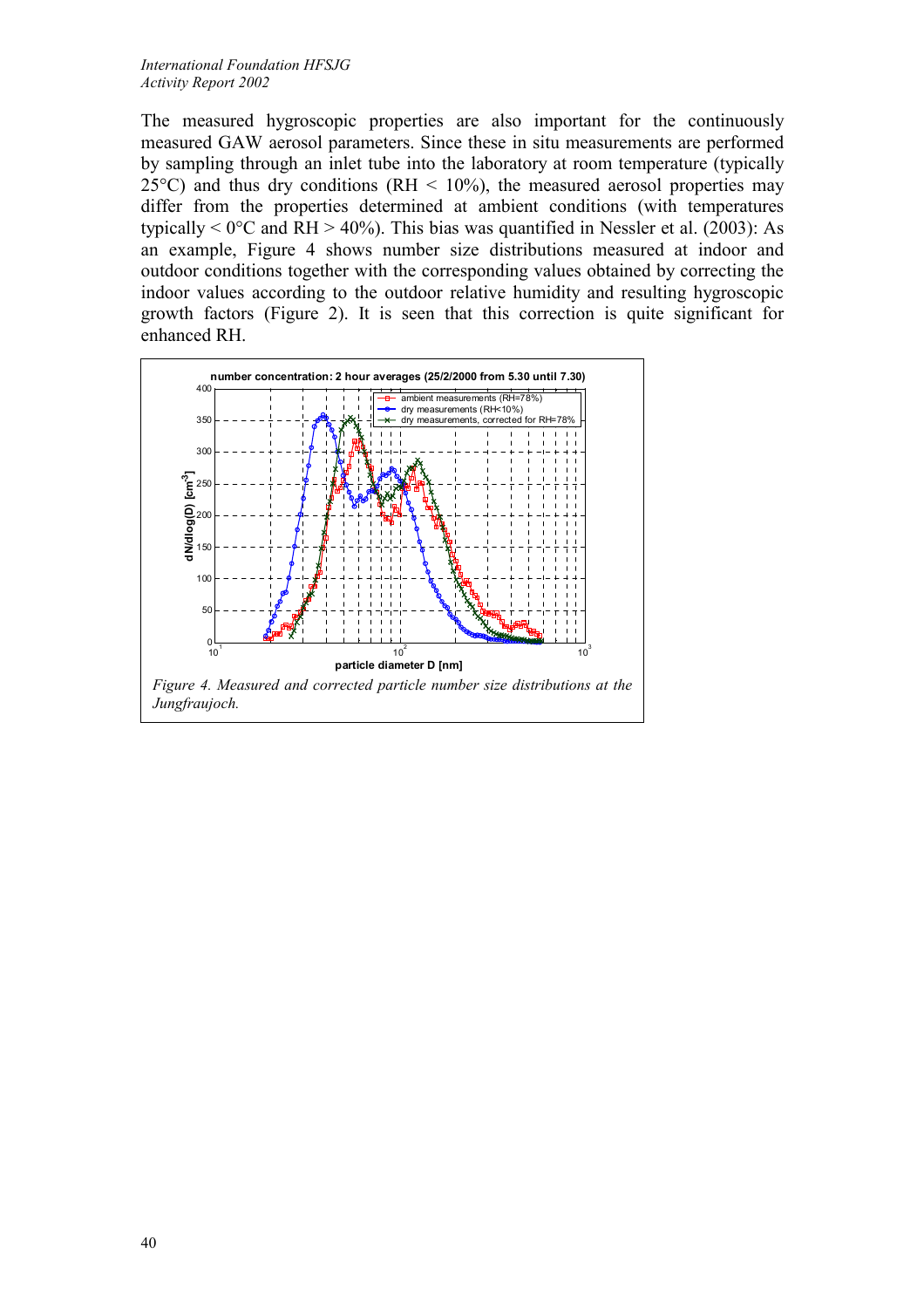The measured hygroscopic properties are also important for the continuously measured GAW aerosol parameters. Since these in situ measurements are performed by sampling through an inlet tube into the laboratory at room temperature (typically 25°C) and thus dry conditions (RH < 10%), the measured aerosol properties may differ from the properties determined at ambient conditions (with temperatures typically < 0°C and RH > 40%). This bias was quantified in Nessler et al. (2003): As an example, Figure 4 shows number size distributions measured at indoor and outdoor conditions together with the corresponding values obtained by correcting the indoor values according to the outdoor relative humidity and resulting hygroscopic growth factors (Figure 2). It is seen that this correction is quite significant for enhanced RH.

*Figure 4. Measured and corrected particle number size distributions at the Jungfraujoch.*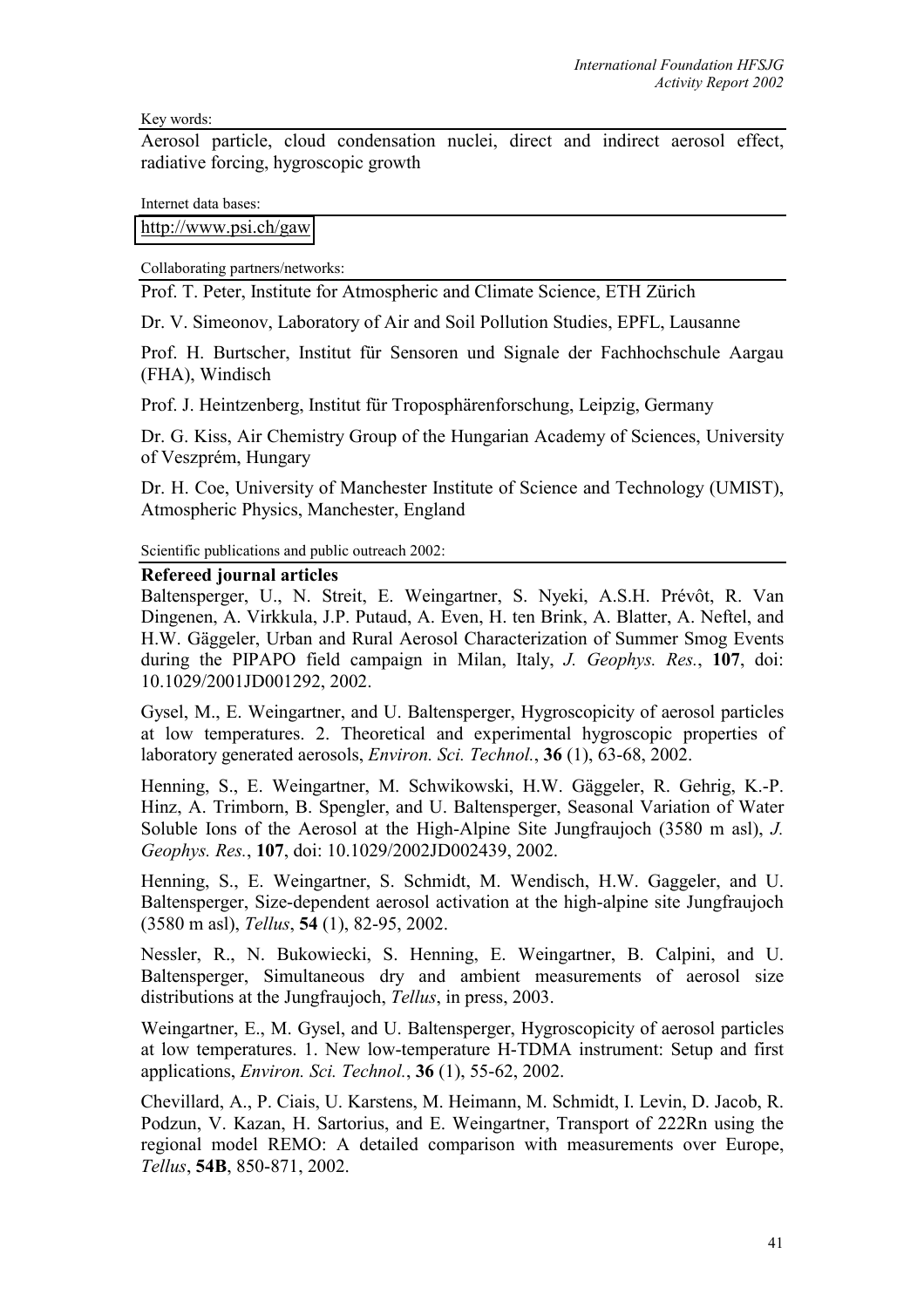Key words:

Aerosol particle, cloud condensation nuclei, direct and indirect aerosol effect, radiative forcing, hygroscopic growth

Internet data bases:

http://www.psi.ch/gaw

Collaborating partners/networks:

Prof. T. Peter, Institute for Atmospheric and Climate Science, ETH Zürich

Dr. V. Simeonov, Laboratory of Air and Soil Pollution Studies, EPFL, Lausanne

Prof. H. Burtscher, Institut für Sensoren und Signale der Fachhochschule Aargau (FHA), Windisch

Prof. J. Heintzenberg, Institut für Troposphärenforschung, Leipzig, Germany

Dr. G. Kiss, Air Chemistry Group of the Hungarian Academy of Sciences, University of Veszprém, Hungary

Dr. H. Coe, University of Manchester Institute of Science and Technology (UMIST), Atmospheric Physics, Manchester, England

Scientific publications and public outreach 2002:

**Refereed journal articles**

Baltensperger, U., N. Streit, E. Weingartner, S. Nyeki, A.S.H. Prévôt, R. Van Dingenen, A. Virkkula, J.P. Putaud, A. Even, H. ten Brink, A. Blatter, A. Neftel, and H.W. Gäggeler, Urban and Rural Aerosol Characterization of Summer Smog Events during the PIPAPO field campaign in Milan, Italy, *J. Geophys. Res.*, **107**, doi: 10.1029/2001JD001292, 2002.

Gysel, M., E. Weingartner, and U. Baltensperger, Hygroscopicity of aerosol particles at low temperatures. 2. Theoretical and experimental hygroscopic properties of laboratory generated aerosols, *Environ. Sci. Technol.*, **36** (1), 63-68, 2002.

Henning, S., E. Weingartner, M. Schwikowski, H.W. Gäggeler, R. Gehrig, K.-P. Hinz, A. Trimborn, B. Spengler, and U. Baltensperger, Seasonal Variation of Water Soluble Ions of the Aerosol at the High-Alpine Site Jungfraujoch (3580 m asl), *J. Geophys. Res.*, **107**, doi: 10.1029/2002JD002439, 2002.

Henning, S., E. Weingartner, S. Schmidt, M. Wendisch, H.W. Gaggeler, and U. Baltensperger, Size-dependent aerosol activation at the high-alpine site Jungfraujoch (3580 m asl), *Tellus*, **54** (1), 82-95, 2002.

Nessler, R., N. Bukowiecki, S. Henning, E. Weingartner, B. Calpini, and U. Baltensperger, Simultaneous dry and ambient measurements of aerosol size distributions at the Jungfraujoch, *Tellus*, in press, 2003.

Weingartner, E., M. Gysel, and U. Baltensperger, Hygroscopicity of aerosol particles at low temperatures. 1. New low-temperature H-TDMA instrument: Setup and first applications, *Environ. Sci. Technol.*, **36** (1), 55-62, 2002.

Chevillard, A., P. Ciais, U. Karstens, M. Heimann, M. Schmidt, I. Levin, D. Jacob, R. Podzun, V. Kazan, H. Sartorius, and E. Weingartner, Transport of 222Rn using the regional model REMO: A detailed comparison with measurements over Europe, *Tellus*, **54B**, 850-871, 2002.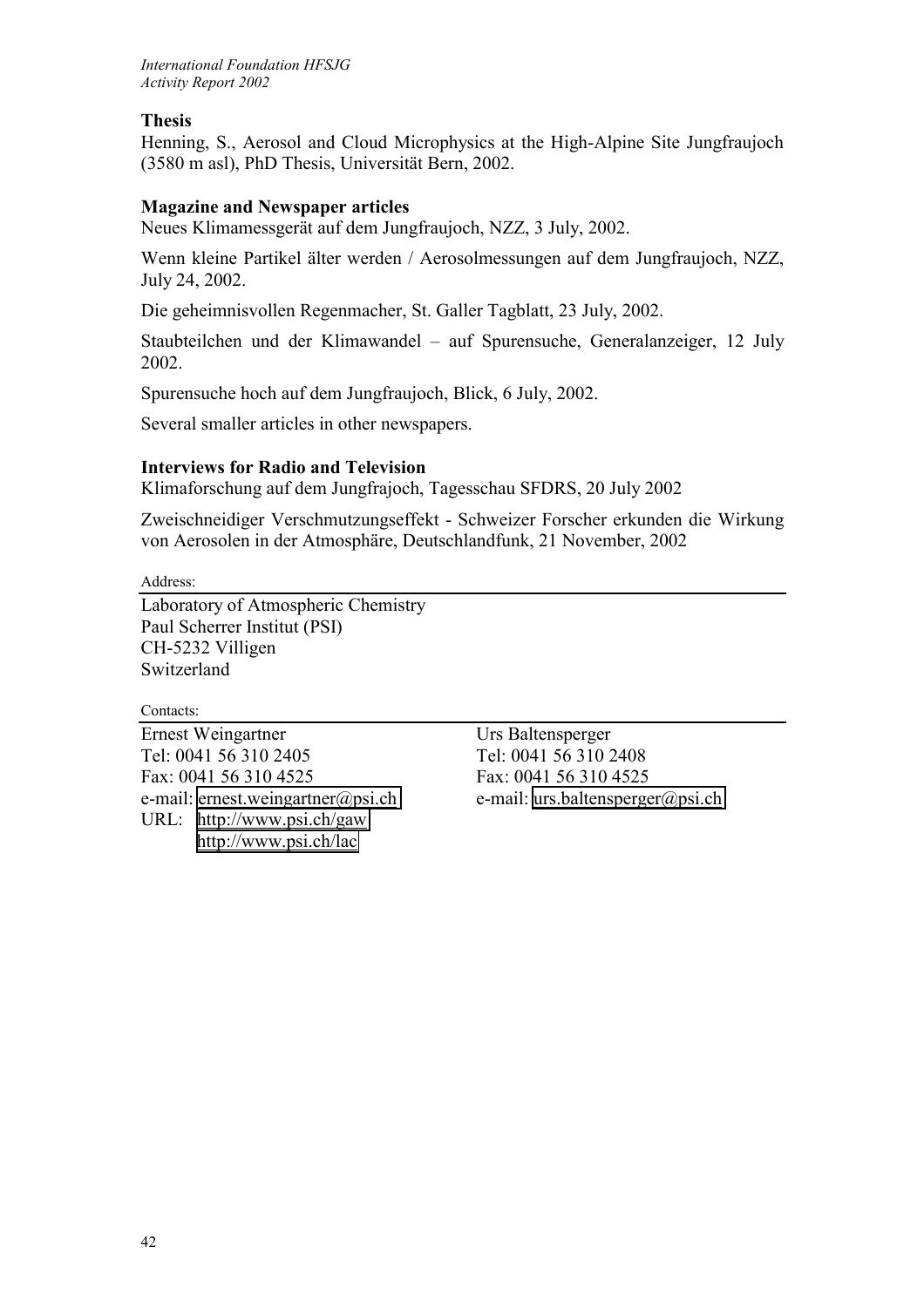### Thesis

Henning, S., Aerosol and Cloud Microphysics at the High-Alpine Site Jungfraujoch (3580 m asl), PhD Thesis, Universität Bern, 2002.

### Magazine and Newspaper articles

Neues Klimamessgerät auf dem Jungfraujoch, NZZ, 3 July, 2002.

Wenn kleine Partikel älter werden / Aerosolmessungen auf dem Jungfraujoch, NZZ, July 24, 2002.

Die geheimnisvollen Regenmacher, St. Galler Tagblatt, 23 July, 2002.

Staubteilchen und der Klimawandel – auf Spurensuche, Generalanzeiger, 12 July 2002.

Spurensuche hoch auf dem Jungfraujoch, Blick, 6 July, 2002.

Several smaller articles in other newspapers.

### Interviews for Radio and Television

Klimaforschung auf dem Jungfrajoch, Tagesschau SFDRS, 20 July 2002

Zweischneidiger Verschmutzungseffekt - Schweizer Forscher erkunden die Wirkung von Aerosolen in der Atmosphäre, Deutschlandfunk, 21 November, 2002

Address:

Laboratory of Atmospheric Chemistry
Paul Scherrer Institut (PSI)
CH-5232 Villigen
Switzerland

Contacts:

Ernest Weingartner
Tel: 0041 56 310 2405
Fax: 0041 56 310 4525
e-mail: ernest.weingartner@psi.ch
URL: http://www.psi.ch/gaw
http://www.psi.ch/lac

Urs Baltensperger
Tel: 0041 56 310 2408
Fax: 0041 56 310 4525
e-mail: urs.baltensperger@psi.ch